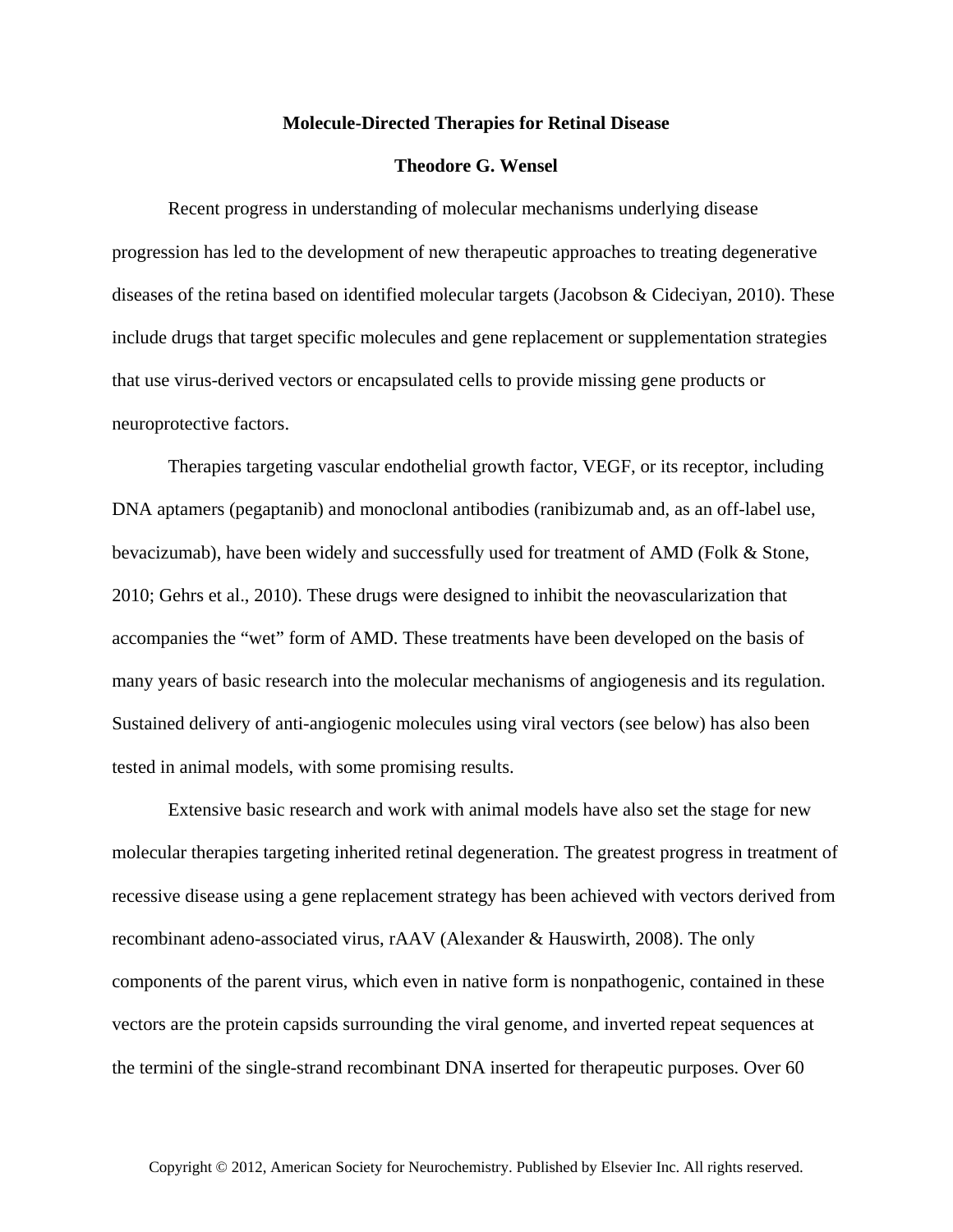# Molecule-Directed Therapies for Retinal Disease

**Theodore G. Wensel**

Recent progress in understanding of molecular mechanisms underlying disease progression has led to the development of new therapeutic approaches to treating degenerative diseases of the retina based on identified molecular targets (Jacobson & Cideciyan, 2010). These include drugs that target specific molecules and gene replacement or supplementation strategies that use virus-derived vectors or encapsulated cells to provide missing gene products or neuroprotective factors.

Therapies targeting vascular endothelial growth factor, VEGF, or its receptor, including DNA aptamers (pegaptanib) and monoclonal antibodies (ranibizumab and, as an off-label use, bevacizumab), have been widely and successfully used for treatment of AMD (Folk & Stone, 2010; Gehrs et al., 2010). These drugs were designed to inhibit the neovascularization that accompanies the "wet" form of AMD. These treatments have been developed on the basis of many years of basic research into the molecular mechanisms of angiogenesis and its regulation. Sustained delivery of anti-angiogenic molecules using viral vectors (see below) has also been tested in animal models, with some promising results.

Extensive basic research and work with animal models have also set the stage for new molecular therapies targeting inherited retinal degeneration. The greatest progress in treatment of recessive disease using a gene replacement strategy has been achieved with vectors derived from recombinant adeno-associated virus, rAAV (Alexander & Hauswirth, 2008). The only components of the parent virus, which even in native form is nonpathogenic, contained in these vectors are the protein capsids surrounding the viral genome, and inverted repeat sequences at the termini of the single-strand recombinant DNA inserted for therapeutic purposes. Over 60

Copyright © 2012, American Society for Neurochemistry. Published by Elsevier Inc. All rights reserved.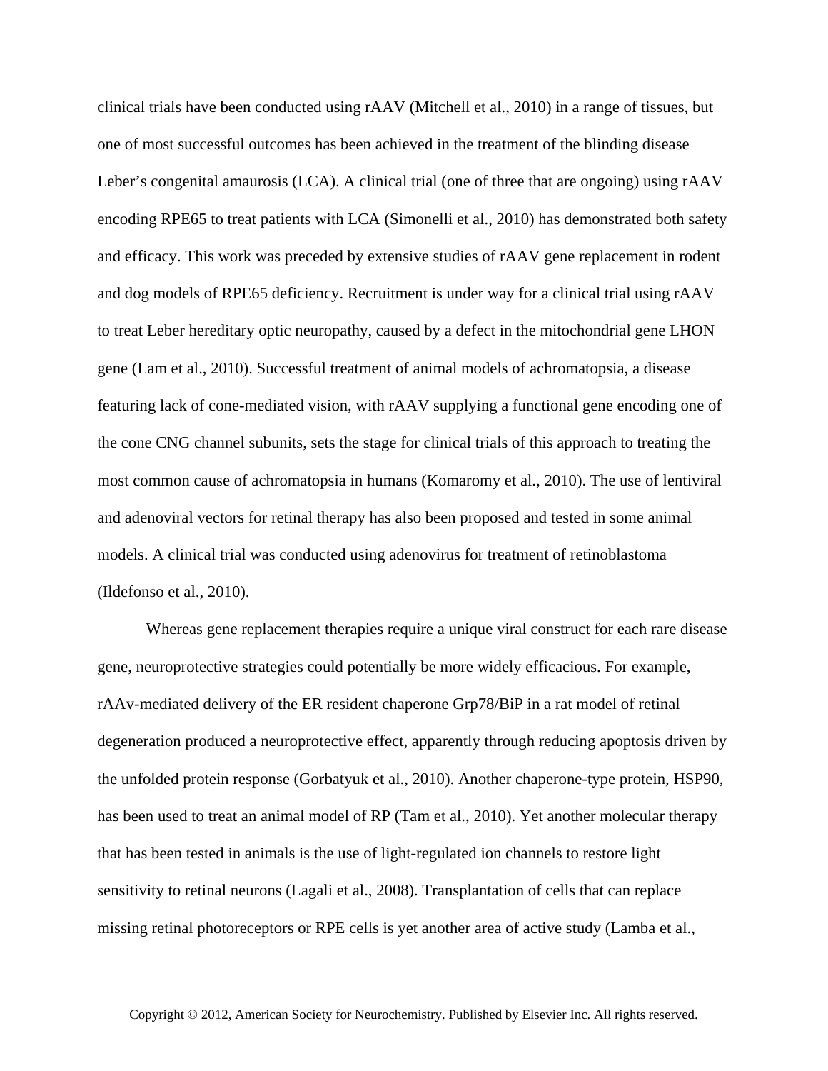clinical trials have been conducted using rAAV (Mitchell et al., 2010) in a range of tissues, but one of most successful outcomes has been achieved in the treatment of the blinding disease Leber's congenital amaurosis (LCA). A clinical trial (one of three that are ongoing) using rAAV encoding RPE65 to treat patients with LCA (Simonelli et al., 2010) has demonstrated both safety and efficacy. This work was preceded by extensive studies of rAAV gene replacement in rodent and dog models of RPE65 deficiency. Recruitment is under way for a clinical trial using rAAV to treat Leber hereditary optic neuropathy, caused by a defect in the mitochondrial gene LHON gene (Lam et al., 2010). Successful treatment of animal models of achromatopsia, a disease featuring lack of cone-mediated vision, with rAAV supplying a functional gene encoding one of the cone CNG channel subunits, sets the stage for clinical trials of this approach to treating the most common cause of achromatopsia in humans (Komaromy et al., 2010). The use of lentiviral and adenoviral vectors for retinal therapy has also been proposed and tested in some animal models. A clinical trial was conducted using adenovirus for treatment of retinoblastoma (Ildefonso et al., 2010).

Whereas gene replacement therapies require a unique viral construct for each rare disease gene, neuroprotective strategies could potentially be more widely efficacious. For example, rAAv-mediated delivery of the ER resident chaperone Grp78/BiP in a rat model of retinal degeneration produced a neuroprotective effect, apparently through reducing apoptosis driven by the unfolded protein response (Gorbatyuk et al., 2010). Another chaperone-type protein, HSP90, has been used to treat an animal model of RP (Tam et al., 2010). Yet another molecular therapy that has been tested in animals is the use of light-regulated ion channels to restore light sensitivity to retinal neurons (Lagali et al., 2008). Transplantation of cells that can replace missing retinal photoreceptors or RPE cells is yet another area of active study (Lamba et al.,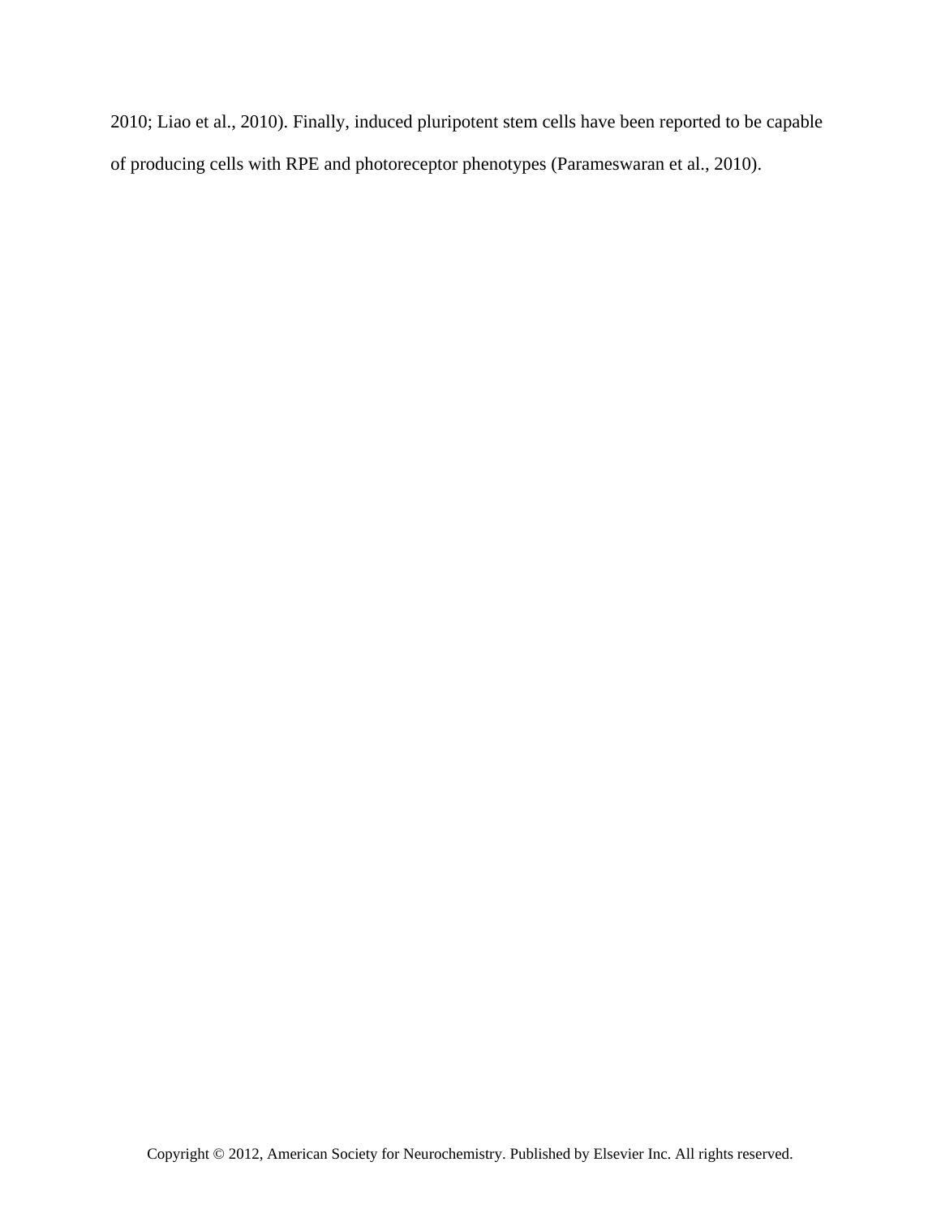2010; Liao et al., 2010). Finally, induced pluripotent stem cells have been reported to be capable of producing cells with RPE and photoreceptor phenotypes (Parameswaran et al., 2010).

Copyright © 2012, American Society for Neurochemistry. Published by Elsevier Inc. All rights reserved.